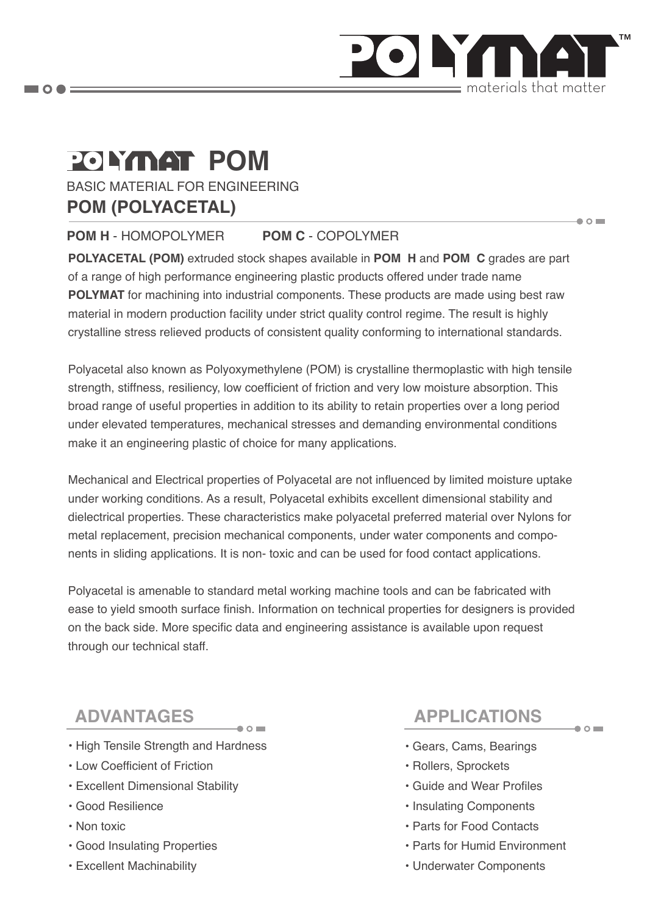# POLYMAT POM

BASIC MATERIAL FOR ENGINEERING

## POM (POLYACETAL)

**POM H** - HOMOPOLYMER **POM C** - COPOLYMER

**POLYACETAL (POM)** extruded stock shapes available in **POM H** and **POM C** grades are part of a range of high performance engineering plastic products offered under trade name **POLYMAT** for machining into industrial components. These products are made using best raw material in modern production facility under strict quality control regime. The result is highly crystalline stress relieved products of consistent quality conforming to international standards.

Polyacetal also known as Polyoxymethylene (POM) is crystalline thermoplastic with high tensile strength, stiffness, resiliency, low coefficient of friction and very low moisture absorption. This broad range of useful properties in addition to its ability to retain properties over a long period under elevated temperatures, mechanical stresses and demanding environmental conditions make it an engineering plastic of choice for many applications.

Mechanical and Electrical properties of Polyacetal are not influenced by limited moisture uptake under working conditions. As a result, Polyacetal exhibits excellent dimensional stability and dielectrical properties. These characteristics make polyacetal preferred material over Nylons for metal replacement, precision mechanical components, under water components and components in sliding applications. It is non- toxic and can be used for food contact applications.

Polyacetal is amenable to standard metal working machine tools and can be fabricated with ease to yield smooth surface finish. Information on technical properties for designers is provided on the back side. More specific data and engineering assistance is available upon request through our technical staff.

## ADVANTAGES

- High Tensile Strength and Hardness
- Low Coefficient of Friction
- Excellent Dimensional Stability
- Good Resilience
- Non toxic
- Good Insulating Properties
- Excellent Machinability

## APPLICATIONS

- Gears, Cams, Bearings
- Rollers, Sprockets
- Guide and Wear Profiles
- Insulating Components
- Parts for Food Contacts
- Parts for Humid Environment
- Underwater Components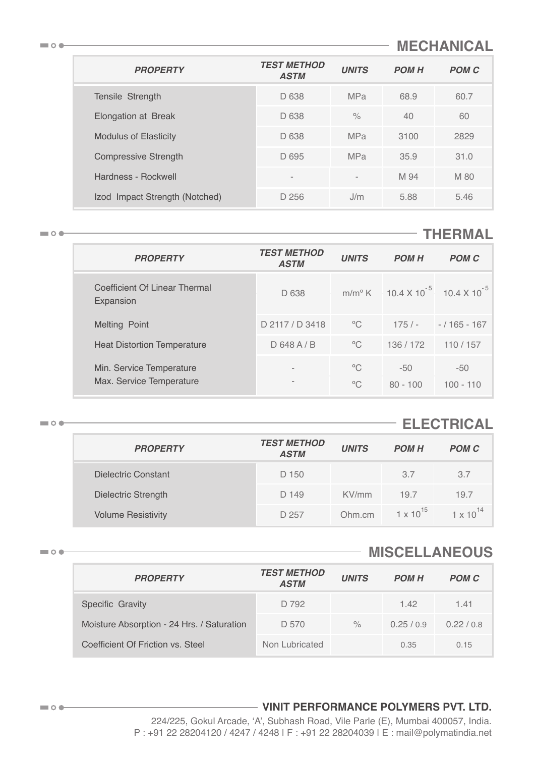## MECHANICAL

| PROPERTY | TEST METHOD ASTM | UNITS | POM H | POM C |
|---|---|---|---|---|
| Tensile Strength | D 638 | MPa | 68.9 | 60.7 |
| Elongation at Break | D 638 | % | 40 | 60 |
| Modulus of Elasticity | D 638 | MPa | 3100 | 2829 |
| Compressive Strength | D 695 | MPa | 35.9 | 31.0 |
| Hardness - Rockwell | - | - | M 94 | M 80 |
| Izod Impact Strength (Notched) | D 256 | J/m | 5.88 | 5.46 |

## THERMAL

| PROPERTY | TEST METHOD ASTM | UNITS | POM H | POM C |
|---|---|---|---|---|
| Coefficient Of Linear Thermal Expansion | D 638 | m/m° K | $10.4 \times 10^{-5}$ | $10.4 \times 10^{-5}$ |
| Melting Point | D 2117 / D 3418 | °C | 175 / - | - / 165 - 167 |
| Heat Distortion Temperature | D 648 A / B | °C | 136 / 172 | 110 / 157 |
| Min. Service Temperature | - | °C | -50 | -50 |
| Max. Service Temperature | - | °C | 80 - 100 | 100 - 110 |

## ELECTRICAL

| PROPERTY | TEST METHOD ASTM | UNITS | POM H | POM C |
|---|---|---|---|---|
| Dielectric Constant | D 150 | | 3.7 | 3.7 |
| Dielectric Strength | D 149 | KV/mm | 19.7 | 19.7 |
| Volume Resistivity | D 257 | Ohm.cm | $1 \times 10^{15}$ | $1 \times 10^{14}$ |

## MISCELLANEOUS

| PROPERTY | TEST METHOD ASTM | UNITS | POM H | POM C |
|---|---|---|---|---|
| Specific Gravity | D 792 | | 1.42 | 1.41 |
| Moisture Absorption - 24 Hrs. / Saturation | D 570 | % | 0.25 / 0.9 | 0.22 / 0.8 |
| Coefficient Of Friction vs. Steel | Non Lubricated | | 0.35 | 0.15 |

**VINIT PERFORMANCE POLYMERS PVT. LTD.**

224/225, Gokul Arcade, 'A', Subhash Road, Vile Parle (E), Mumbai 400057, India.
P : +91 22 28204120 / 4247 / 4248 I F : +91 22 28204039 I E : mail@polymatindia.net